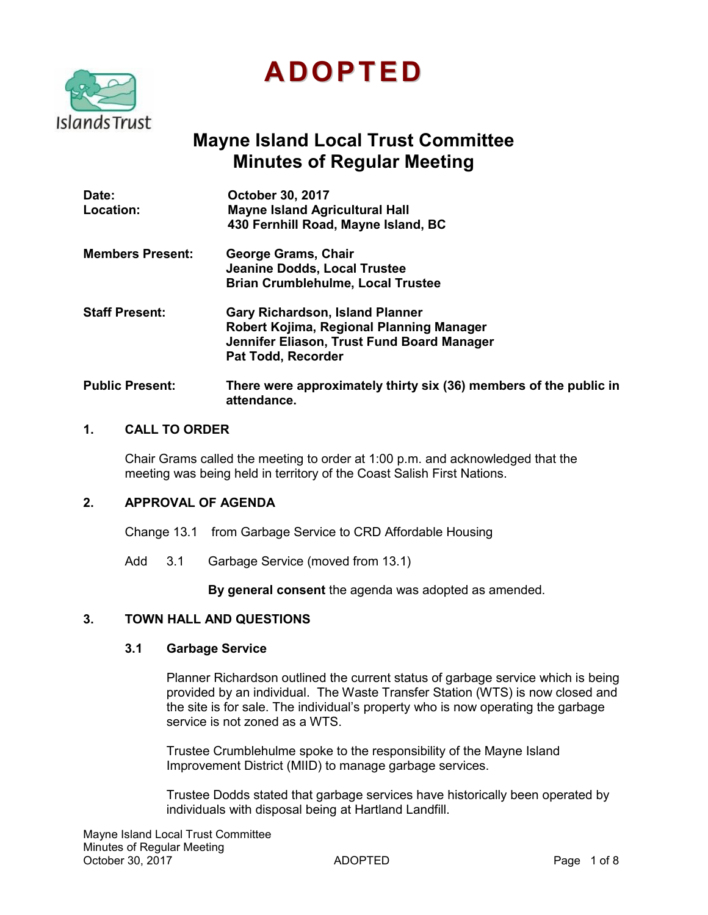# ADOPTED

## Mayne Island Local Trust Committee
## Minutes of Regular Meeting

**Date:** October 30, 2017
**Location:** Mayne Island Agricultural Hall
430 Fernhill Road, Mayne Island, BC

**Members Present:** George Grams, Chair
Jeanine Dodds, Local Trustee
Brian Crumblehulme, Local Trustee

**Staff Present:** Gary Richardson, Island Planner
Robert Kojima, Regional Planning Manager
Jennifer Eliason, Trust Fund Board Manager
Pat Todd, Recorder

**Public Present:** There were approximately thirty six (36) members of the public in attendance.

### 1. CALL TO ORDER

Chair Grams called the meeting to order at 1:00 p.m. and acknowledged that the meeting was being held in territory of the Coast Salish First Nations.

### 2. APPROVAL OF AGENDA

Change 13.1 from Garbage Service to CRD Affordable Housing

Add 3.1 Garbage Service (moved from 13.1)

**By general consent** the agenda was adopted as amended.

### 3. TOWN HALL AND QUESTIONS

#### 3.1 Garbage Service

Planner Richardson outlined the current status of garbage service which is being provided by an individual. The Waste Transfer Station (WTS) is now closed and the site is for sale. The individual's property who is now operating the garbage service is not zoned as a WTS.

Trustee Crumblehulme spoke to the responsibility of the Mayne Island Improvement District (MIID) to manage garbage services.

Trustee Dodds stated that garbage services have historically been operated by individuals with disposal being at Hartland Landfill.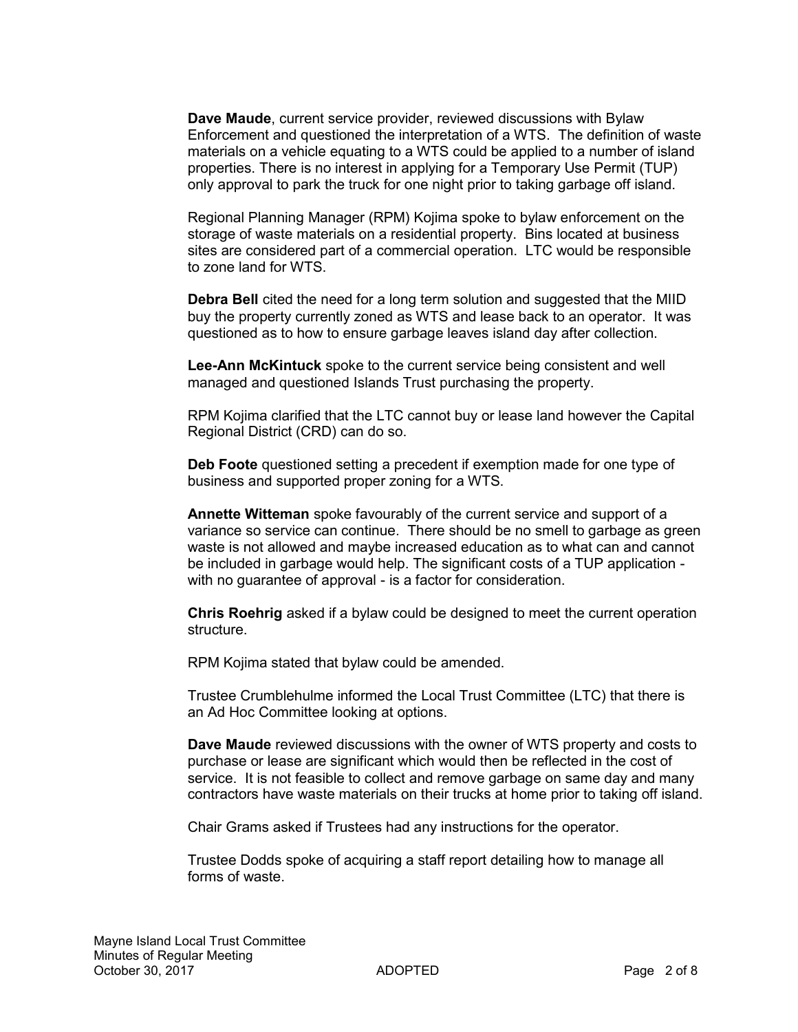**Dave Maude**, current service provider, reviewed discussions with Bylaw Enforcement and questioned the interpretation of a WTS. The definition of waste materials on a vehicle equating to a WTS could be applied to a number of island properties. There is no interest in applying for a Temporary Use Permit (TUP) only approval to park the truck for one night prior to taking garbage off island.

Regional Planning Manager (RPM) Kojima spoke to bylaw enforcement on the storage of waste materials on a residential property. Bins located at business sites are considered part of a commercial operation. LTC would be responsible to zone land for WTS.

**Debra Bell** cited the need for a long term solution and suggested that the MIID buy the property currently zoned as WTS and lease back to an operator. It was questioned as to how to ensure garbage leaves island day after collection.

**Lee-Ann McKintuck** spoke to the current service being consistent and well managed and questioned Islands Trust purchasing the property.

RPM Kojima clarified that the LTC cannot buy or lease land however the Capital Regional District (CRD) can do so.

**Deb Foote** questioned setting a precedent if exemption made for one type of business and supported proper zoning for a WTS.

**Annette Witteman** spoke favourably of the current service and support of a variance so service can continue. There should be no smell to garbage as green waste is not allowed and maybe increased education as to what can and cannot be included in garbage would help. The significant costs of a TUP application - with no guarantee of approval - is a factor for consideration.

**Chris Roehrig** asked if a bylaw could be designed to meet the current operation structure.

RPM Kojima stated that bylaw could be amended.

Trustee Crumblehulme informed the Local Trust Committee (LTC) that there is an Ad Hoc Committee looking at options.

**Dave Maude** reviewed discussions with the owner of WTS property and costs to purchase or lease are significant which would then be reflected in the cost of service. It is not feasible to collect and remove garbage on same day and many contractors have waste materials on their trucks at home prior to taking off island.

Chair Grams asked if Trustees had any instructions for the operator.

Trustee Dodds spoke of acquiring a staff report detailing how to manage all forms of waste.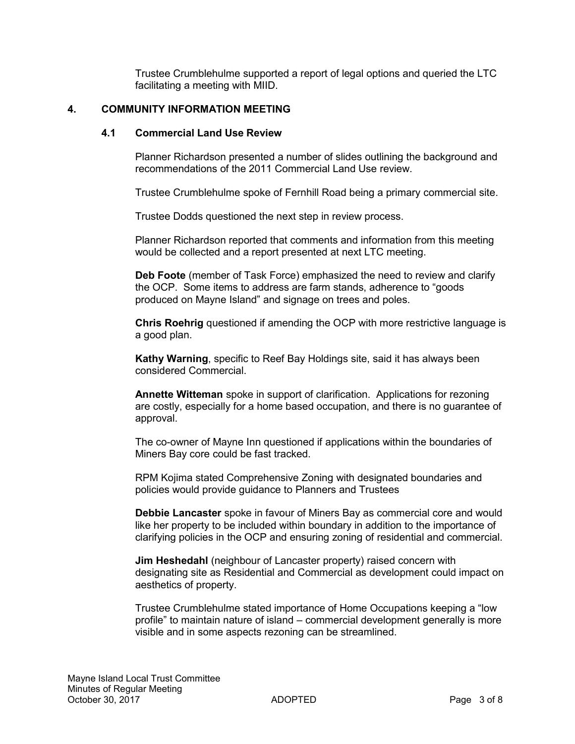Trustee Crumblehulme supported a report of legal options and queried the LTC facilitating a meeting with MIID.

## 4. COMMUNITY INFORMATION MEETING

### 4.1 Commercial Land Use Review

Planner Richardson presented a number of slides outlining the background and recommendations of the 2011 Commercial Land Use review.

Trustee Crumblehulme spoke of Fernhill Road being a primary commercial site.

Trustee Dodds questioned the next step in review process.

Planner Richardson reported that comments and information from this meeting would be collected and a report presented at next LTC meeting.

**Deb Foote** (member of Task Force) emphasized the need to review and clarify the OCP. Some items to address are farm stands, adherence to "goods produced on Mayne Island" and signage on trees and poles.

**Chris Roehrig** questioned if amending the OCP with more restrictive language is a good plan.

**Kathy Warning**, specific to Reef Bay Holdings site, said it has always been considered Commercial.

**Annette Witteman** spoke in support of clarification. Applications for rezoning are costly, especially for a home based occupation, and there is no guarantee of approval.

The co-owner of Mayne Inn questioned if applications within the boundaries of Miners Bay core could be fast tracked.

RPM Kojima stated Comprehensive Zoning with designated boundaries and policies would provide guidance to Planners and Trustees

**Debbie Lancaster** spoke in favour of Miners Bay as commercial core and would like her property to be included within boundary in addition to the importance of clarifying policies in the OCP and ensuring zoning of residential and commercial.

**Jim Heshedahl** (neighbour of Lancaster property) raised concern with designating site as Residential and Commercial as development could impact on aesthetics of property.

Trustee Crumblehulme stated importance of Home Occupations keeping a "low profile" to maintain nature of island – commercial development generally is more visible and in some aspects rezoning can be streamlined.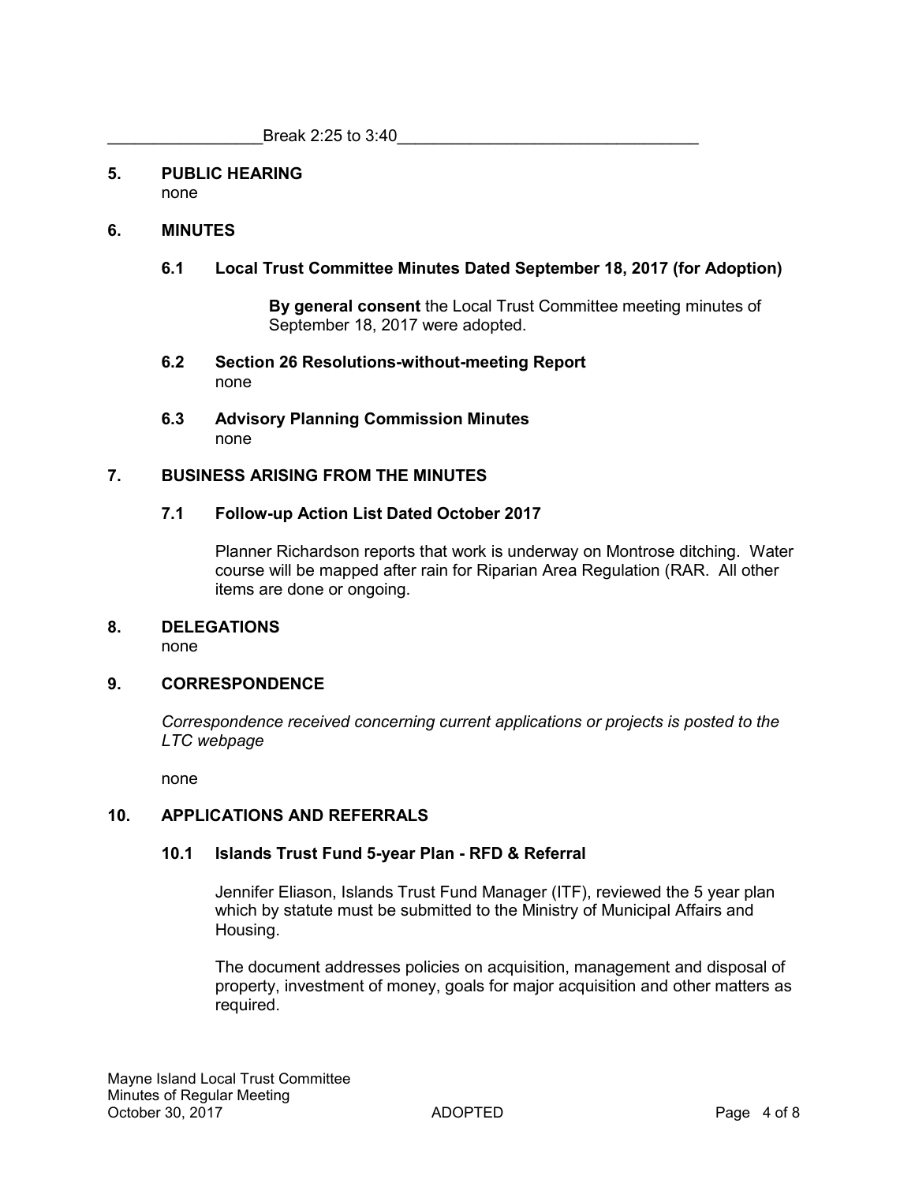_________________Break 2:25 to 3:40_________________________________

## 5. PUBLIC HEARING

none

## 6. MINUTES

### 6.1 Local Trust Committee Minutes Dated September 18, 2017 (for Adoption)

**By general consent** the Local Trust Committee meeting minutes of September 18, 2017 were adopted.

### 6.2 Section 26 Resolutions-without-meeting Report

none

### 6.3 Advisory Planning Commission Minutes

none

## 7. BUSINESS ARISING FROM THE MINUTES

### 7.1 Follow-up Action List Dated October 2017

Planner Richardson reports that work is underway on Montrose ditching. Water course will be mapped after rain for Riparian Area Regulation (RAR. All other items are done or ongoing.

## 8. DELEGATIONS

none

## 9. CORRESPONDENCE

*Correspondence received concerning current applications or projects is posted to the LTC webpage*

none

## 10. APPLICATIONS AND REFERRALS

### 10.1 Islands Trust Fund 5-year Plan - RFD & Referral

Jennifer Eliason, Islands Trust Fund Manager (ITF), reviewed the 5 year plan which by statute must be submitted to the Ministry of Municipal Affairs and Housing.

The document addresses policies on acquisition, management and disposal of property, investment of money, goals for major acquisition and other matters as required.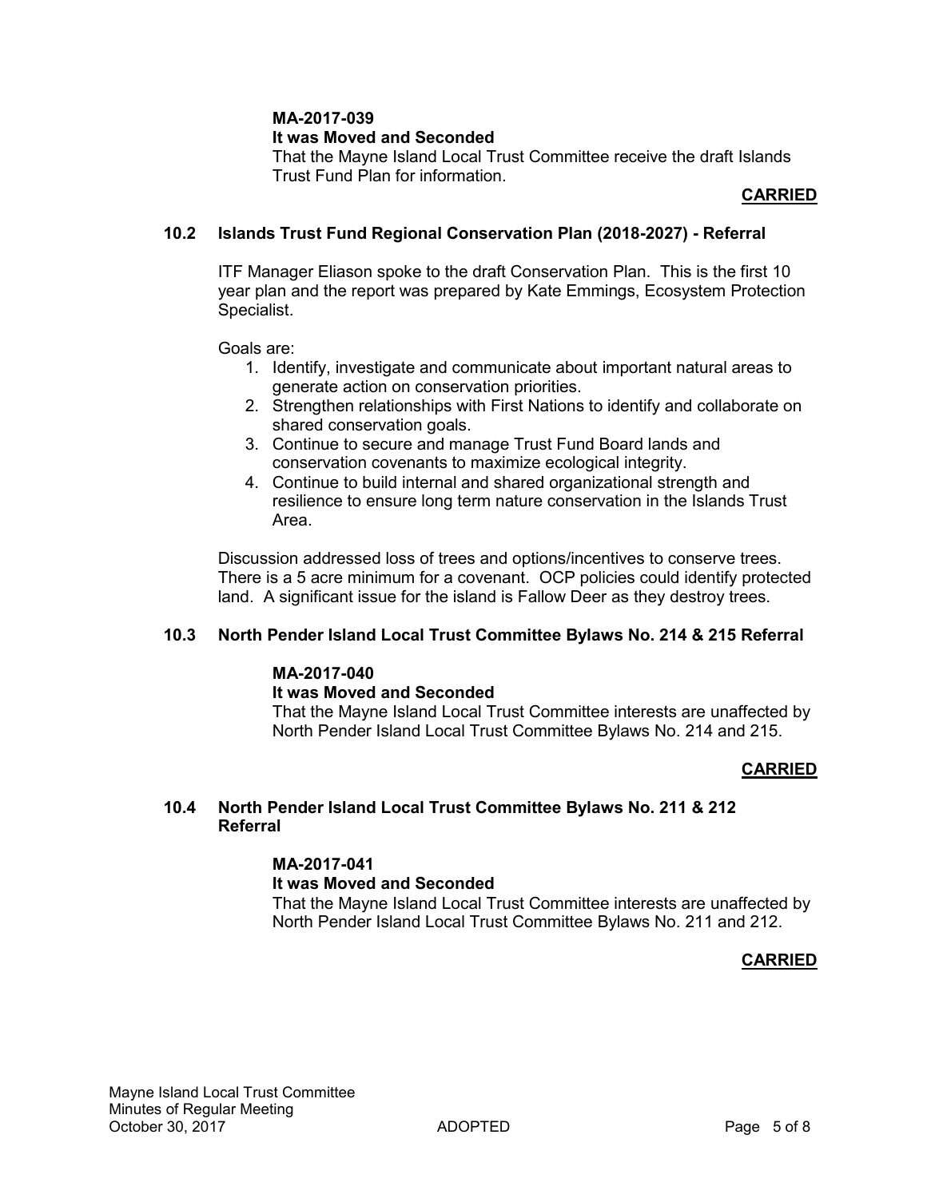**MA-2017-039**
**It was Moved and Seconded**
That the Mayne Island Local Trust Committee receive the draft Islands Trust Fund Plan for information.

**CARRIED**

### 10.2 Islands Trust Fund Regional Conservation Plan (2018-2027) - Referral

ITF Manager Eliason spoke to the draft Conservation Plan. This is the first 10 year plan and the report was prepared by Kate Emmings, Ecosystem Protection Specialist.

Goals are:

1. Identify, investigate and communicate about important natural areas to generate action on conservation priorities.
2. Strengthen relationships with First Nations to identify and collaborate on shared conservation goals.
3. Continue to secure and manage Trust Fund Board lands and conservation covenants to maximize ecological integrity.
4. Continue to build internal and shared organizational strength and resilience to ensure long term nature conservation in the Islands Trust Area.

Discussion addressed loss of trees and options/incentives to conserve trees. There is a 5 acre minimum for a covenant. OCP policies could identify protected land. A significant issue for the island is Fallow Deer as they destroy trees.

### 10.3 North Pender Island Local Trust Committee Bylaws No. 214 & 215 Referral

**MA-2017-040**
**It was Moved and Seconded**
That the Mayne Island Local Trust Committee interests are unaffected by North Pender Island Local Trust Committee Bylaws No. 214 and 215.

**CARRIED**

### 10.4 North Pender Island Local Trust Committee Bylaws No. 211 & 212 Referral

**MA-2017-041**
**It was Moved and Seconded**
That the Mayne Island Local Trust Committee interests are unaffected by North Pender Island Local Trust Committee Bylaws No. 211 and 212.

**CARRIED**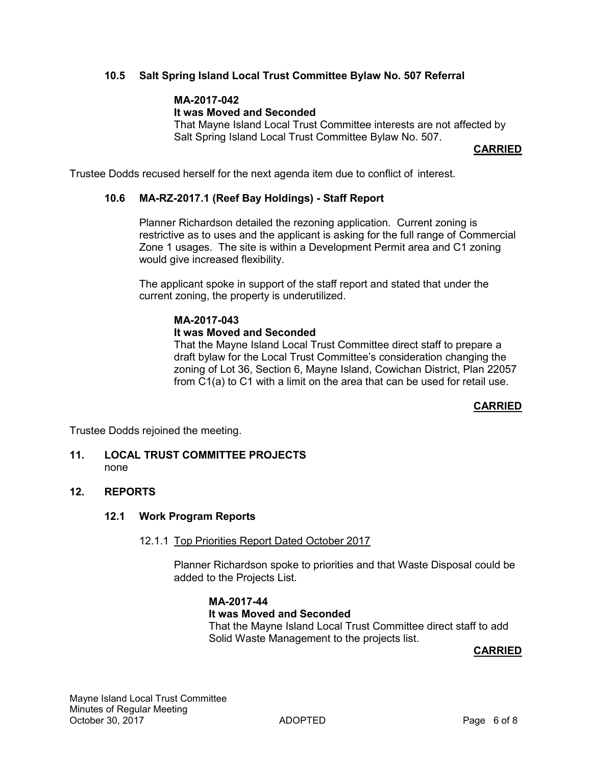### 10.5 Salt Spring Island Local Trust Committee Bylaw No. 507 Referral

**MA-2017-042**
**It was Moved and Seconded**
That Mayne Island Local Trust Committee interests are not affected by Salt Spring Island Local Trust Committee Bylaw No. 507.

**CARRIED**

Trustee Dodds recused herself for the next agenda item due to conflict of interest.

### 10.6 MA-RZ-2017.1 (Reef Bay Holdings) - Staff Report

Planner Richardson detailed the rezoning application. Current zoning is restrictive as to uses and the applicant is asking for the full range of Commercial Zone 1 usages. The site is within a Development Permit area and C1 zoning would give increased flexibility.

The applicant spoke in support of the staff report and stated that under the current zoning, the property is underutilized.

**MA-2017-043**
**It was Moved and Seconded**
That the Mayne Island Local Trust Committee direct staff to prepare a draft bylaw for the Local Trust Committee's consideration changing the zoning of Lot 36, Section 6, Mayne Island, Cowichan District, Plan 22057 from C1(a) to C1 with a limit on the area that can be used for retail use.

**CARRIED**

Trustee Dodds rejoined the meeting.

## 11. LOCAL TRUST COMMITTEE PROJECTS

none

## 12. REPORTS

### 12.1 Work Program Reports

12.1.1 Top Priorities Report Dated October 2017

Planner Richardson spoke to priorities and that Waste Disposal could be added to the Projects List.

**MA-2017-44**
**It was Moved and Seconded**
That the Mayne Island Local Trust Committee direct staff to add Solid Waste Management to the projects list.

**CARRIED**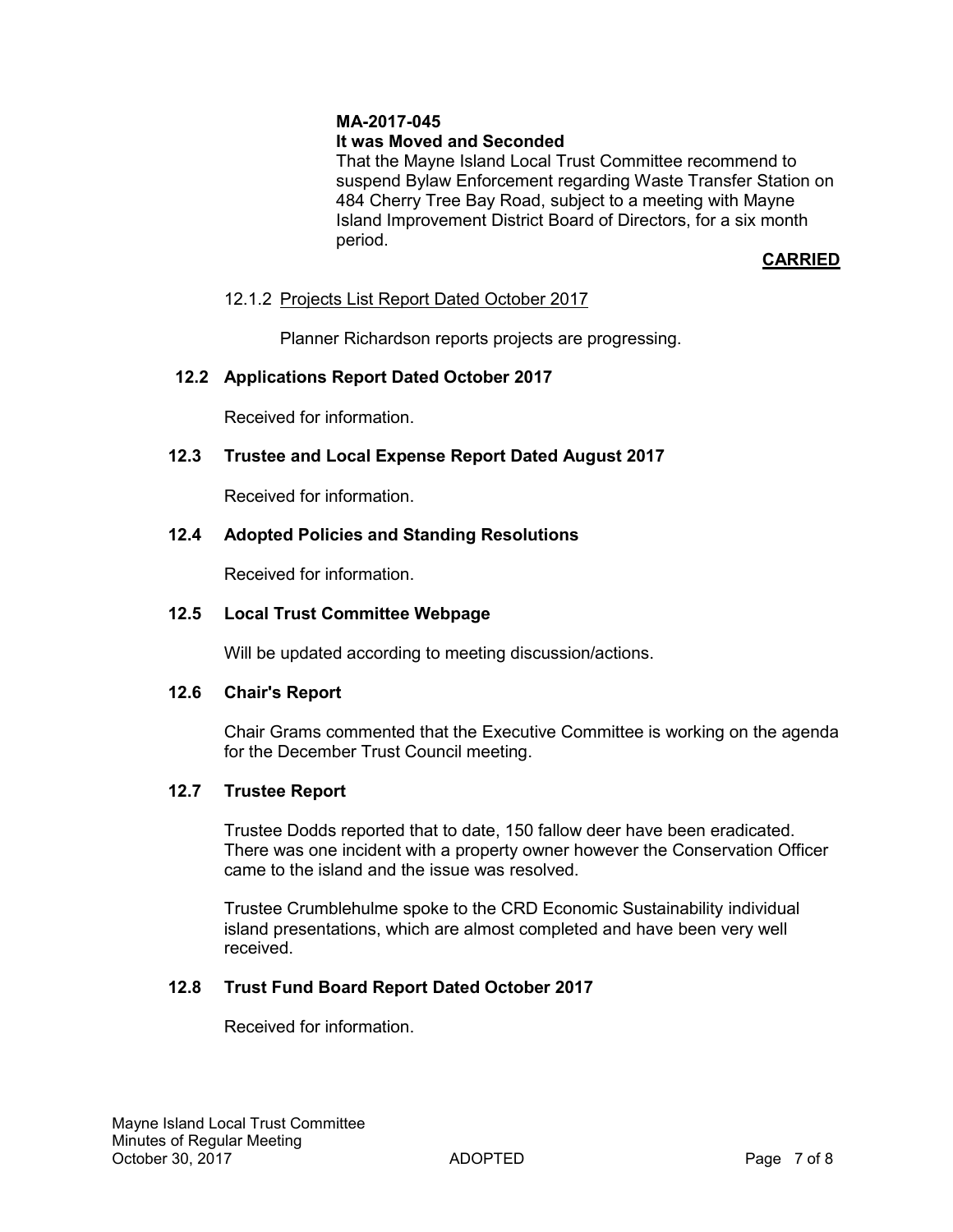**MA-2017-045**
**It was Moved and Seconded**
That the Mayne Island Local Trust Committee recommend to suspend Bylaw Enforcement regarding Waste Transfer Station on 484 Cherry Tree Bay Road, subject to a meeting with Mayne Island Improvement District Board of Directors, for a six month period.

**CARRIED**

12.1.2 Projects List Report Dated October 2017

Planner Richardson reports projects are progressing.

### 12.2 Applications Report Dated October 2017

Received for information.

### 12.3 Trustee and Local Expense Report Dated August 2017

Received for information.

### 12.4 Adopted Policies and Standing Resolutions

Received for information.

### 12.5 Local Trust Committee Webpage

Will be updated according to meeting discussion/actions.

### 12.6 Chair's Report

Chair Grams commented that the Executive Committee is working on the agenda for the December Trust Council meeting.

### 12.7 Trustee Report

Trustee Dodds reported that to date, 150 fallow deer have been eradicated. There was one incident with a property owner however the Conservation Officer came to the island and the issue was resolved.

Trustee Crumblehulme spoke to the CRD Economic Sustainability individual island presentations, which are almost completed and have been very well received.

### 12.8 Trust Fund Board Report Dated October 2017

Received for information.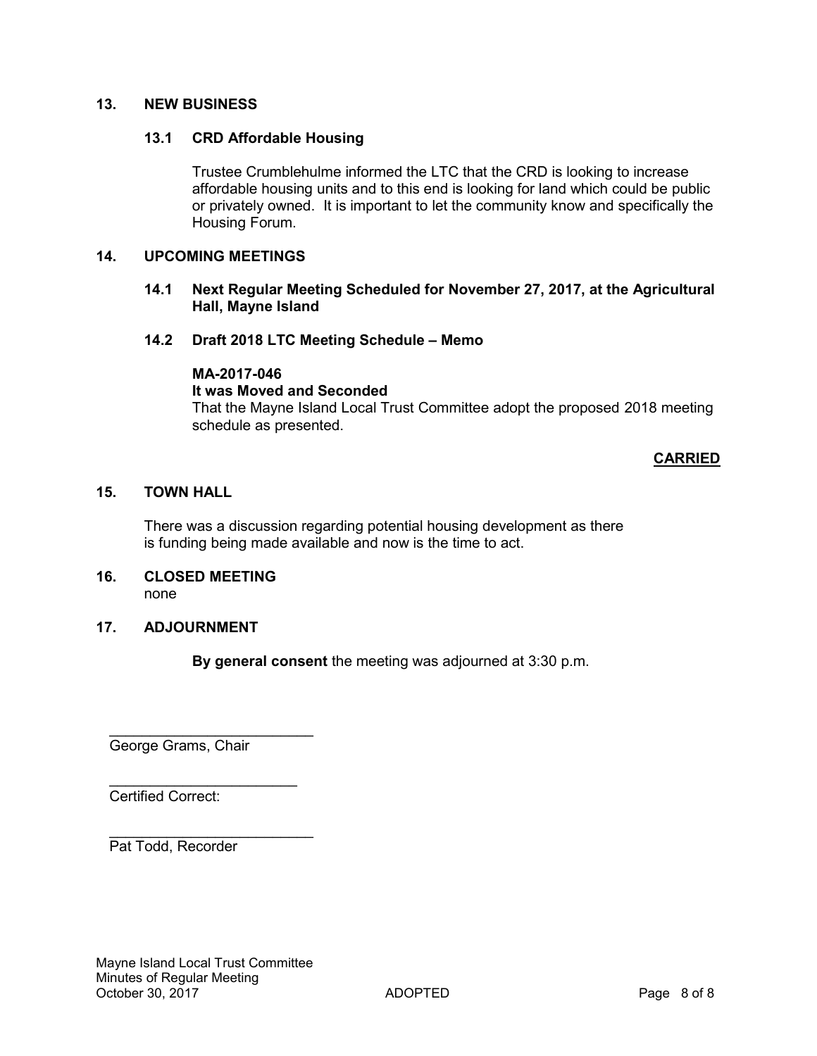## 13. NEW BUSINESS

### 13.1 CRD Affordable Housing

Trustee Crumblehulme informed the LTC that the CRD is looking to increase affordable housing units and to this end is looking for land which could be public or privately owned. It is important to let the community know and specifically the Housing Forum.

## 14. UPCOMING MEETINGS

### 14.1 Next Regular Meeting Scheduled for November 27, 2017, at the Agricultural Hall, Mayne Island

### 14.2 Draft 2018 LTC Meeting Schedule – Memo

**MA-2017-046**
**It was Moved and Seconded**
That the Mayne Island Local Trust Committee adopt the proposed 2018 meeting schedule as presented.

**CARRIED**

## 15. TOWN HALL

There was a discussion regarding potential housing development as there is funding being made available and now is the time to act.

## 16. CLOSED MEETING

none

## 17. ADJOURNMENT

**By general consent** the meeting was adjourned at 3:30 p.m.

\_\_\_\_\_\_\_\_\_\_\_\_\_\_\_\_\_\_\_\_\_\_\_\_\_\_
George Grams, Chair

\_\_\_\_\_\_\_\_\_\_\_\_\_\_\_\_\_\_\_\_\_\_\_\_
Certified Correct:

\_\_\_\_\_\_\_\_\_\_\_\_\_\_\_\_\_\_\_\_\_\_\_\_\_\_
Pat Todd, Recorder